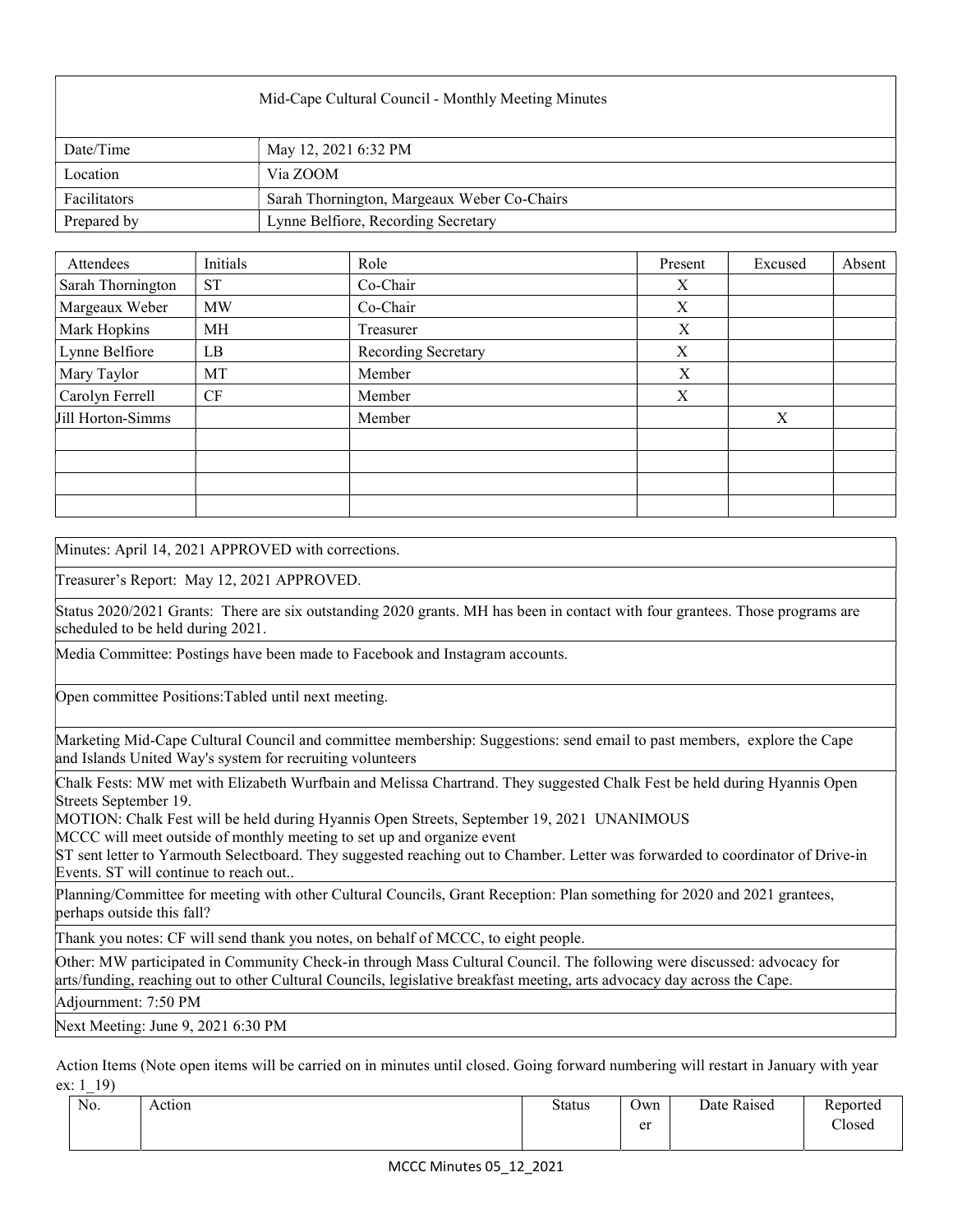| Mid-Cape Cultural Council - Monthly Meeting Minutes | |
|---|---|
| Date/Time | May 12, 2021 6:32 PM |
| Location | Via ZOOM |
| Facilitators | Sarah Thornington, Margeaux Weber Co-Chairs |
| Prepared by | Lynne Belfiore, Recording Secretary |

| Attendees | Initials | Role | Present | Excused | Absent |
|---|---|---|---|---|---|
| Sarah Thornington | ST | Co-Chair | X | | |
| Margeaux Weber | MW | Co-Chair | X | | |
| Mark Hopkins | MH | Treasurer | X | | |
| Lynne Belfiore | LB | Recording Secretary | X | | |
| Mary Taylor | MT | Member | X | | |
| Carolyn Ferrell | CF | Member | X | | |
| Jill Horton-Simms | | Member | | X | |
| | | | | | |
| | | | | | |
| | | | | | |
| | | | | | |

Minutes: April 14, 2021 APPROVED with corrections.

Treasurer's Report: May 12, 2021 APPROVED.

Status 2020/2021 Grants: There are six outstanding 2020 grants. MH has been in contact with four grantees. Those programs are scheduled to be held during 2021.

Media Committee: Postings have been made to Facebook and Instagram accounts.

Open committee Positions:Tabled until next meeting.

Marketing Mid-Cape Cultural Council and committee membership: Suggestions: send email to past members, explore the Cape and Islands United Way's system for recruiting volunteers

Chalk Fests: MW met with Elizabeth Wurfbain and Melissa Chartrand. They suggested Chalk Fest be held during Hyannis Open Streets September 19.
MOTION: Chalk Fest will be held during Hyannis Open Streets, September 19, 2021 UNANIMOUS
MCCC will meet outside of monthly meeting to set up and organize event
ST sent letter to Yarmouth Selectboard. They suggested reaching out to Chamber. Letter was forwarded to coordinator of Drive-in Events. ST will continue to reach out..

Planning/Committee for meeting with other Cultural Councils, Grant Reception: Plan something for 2020 and 2021 grantees, perhaps outside this fall?

Thank you notes: CF will send thank you notes, on behalf of MCCC, to eight people.

Other: MW participated in Community Check-in through Mass Cultural Council. The following were discussed: advocacy for arts/funding, reaching out to other Cultural Councils, legislative breakfast meeting, arts advocacy day across the Cape.

Adjournment: 7:50 PM

Next Meeting: June 9, 2021 6:30 PM

Action Items (Note open items will be carried on in minutes until closed. Going forward numbering will restart in January with year ex: 1_19)

| No. | Action | Status | Owner | Date Raised | Reported Closed |
|---|---|---|---|---|---|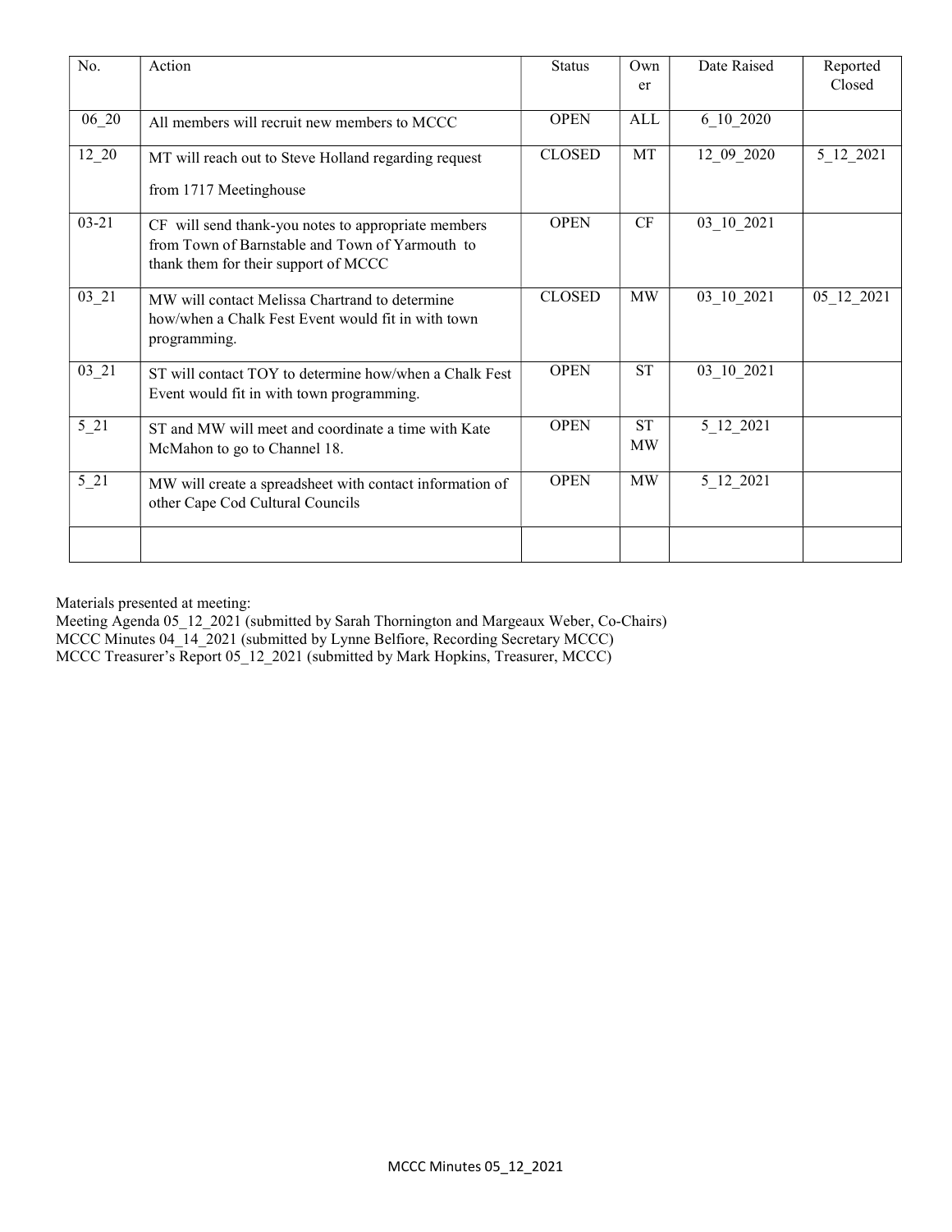| No. | Action | Status | Owner | Date Raised | Reported Closed |
|---|---|---|---|---|---|
| 06_20 | All members will recruit new members to MCCC | OPEN | ALL | 6_10_2020 | |
| 12_20 | MT will reach out to Steve Holland regarding request from 1717 Meetinghouse | CLOSED | MT | 12_09_2020 | 5_12_2021 |
| 03-21 | CF will send thank-you notes to appropriate members from Town of Barnstable and Town of Yarmouth to thank them for their support of MCCC | OPEN | CF | 03_10_2021 | |
| 03_21 | MW will contact Melissa Chartrand to determine how/when a Chalk Fest Event would fit in with town programming. | CLOSED | MW | 03_10_2021 | 05_12_2021 |
| 03_21 | ST will contact TOY to determine how/when a Chalk Fest Event would fit in with town programming. | OPEN | ST | 03_10_2021 | |
| 5_21 | ST and MW will meet and coordinate a time with Kate McMahon to go to Channel 18. | OPEN | ST MW | 5_12_2021 | |
| 5_21 | MW will create a spreadsheet with contact information of other Cape Cod Cultural Councils | OPEN | MW | 5_12_2021 | |
| | | | | | |

Materials presented at meeting:
Meeting Agenda 05_12_2021 (submitted by Sarah Thornington and Margeaux Weber, Co-Chairs)
MCCC Minutes 04_14_2021 (submitted by Lynne Belfiore, Recording Secretary MCCC)
MCCC Treasurer's Report 05_12_2021 (submitted by Mark Hopkins, Treasurer, MCCC)